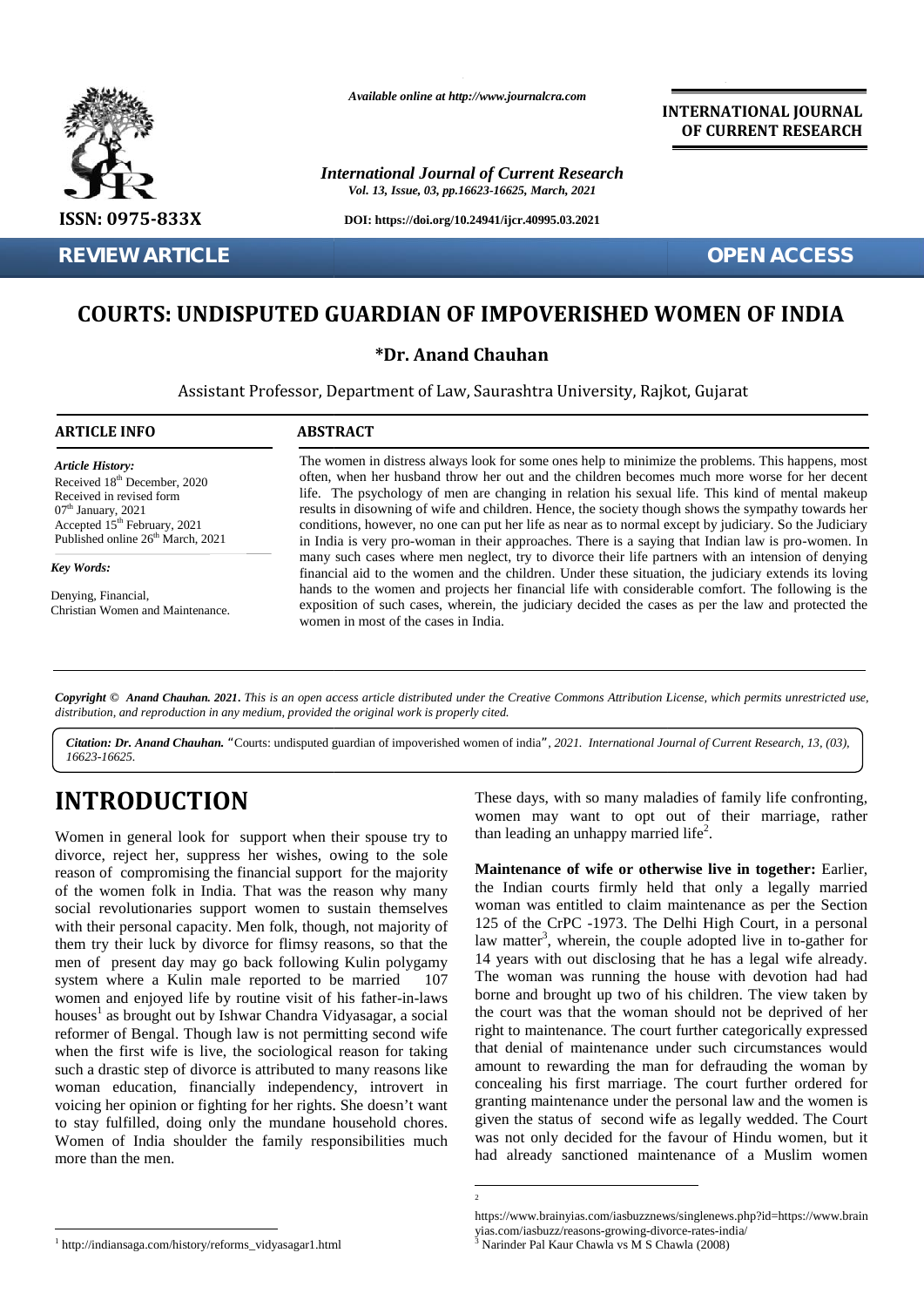*Available online at http://www.journalcra.com*

**INTERNATIONAL JOURNAL OF CURRENT RESEARCH**

*International Journal of Current Research*
*Vol. 13, Issue, 03, pp.16623-16625, March, 2021*

**ISSN: 0975-833X**

**DOI: https://doi.org/10.24941/ijcr.40995.03.2021**

**REVIEW ARTICLE** **OPEN ACCESS**

# COURTS: UNDISPUTED GUARDIAN OF IMPOVERISHED WOMEN OF INDIA

**\*Dr. Anand Chauhan**

Assistant Professor, Department of Law, Saurashtra University, Rajkot, Gujarat

**ARTICLE INFO**

*Article History:*
Received 18th December, 2020
Received in revised form
07th January, 2021
Accepted 15th February, 2021
Published online 26th March, 2021

*Key Words:*

Denying, Financial, Christian Women and Maintenance.

**ABSTRACT**

The women in distress always look for some ones help to minimize the problems. This happens, most often, when her husband throw her out and the children becomes much more worse for her decent life. The psychology of men are changing in relation his sexual life. This kind of mental makeup results in disowning of wife and children. Hence, the society though shows the sympathy towards her conditions, however, no one can put her life as near as to normal except by judiciary. So the Judiciary in India is very pro-woman in their approaches. There is a saying that Indian law is pro-women. In many such cases where men neglect, try to divorce their life partners with an intension of denying financial aid to the women and the children. Under these situation, the judiciary extends its loving hands to the women and projects her financial life with considerable comfort. The following is the exposition of such cases, wherein, the judiciary decided the cases as per the law and protected the women in most of the cases in India.

***Copyright © Anand Chauhan. 2021****. This is an open access article distributed under the Creative Commons Attribution License, which permits unrestricted use, distribution, and reproduction in any medium, provided the original work is properly cited.*

***Citation: Dr. Anand Chauhan.*** *"*Courts: undisputed guardian of impoverished women of india*", 2021. International Journal of Current Research, 13, (03), 16623-16625.*

## INTRODUCTION

Women in general look for support when their spouse try to divorce, reject her, suppress her wishes, owing to the sole reason of compromising the financial support for the majority of the women folk in India. That was the reason why many social revolutionaries support women to sustain themselves with their personal capacity. Men folk, though, not majority of them try their luck by divorce for flimsy reasons, so that the men of present day may go back following Kulin polygamy system where a Kulin male reported to be married 107 women and enjoyed life by routine visit of his father-in-laws houses[1] as brought out by Ishwar Chandra Vidyasagar, a social reformer of Bengal. Though law is not permitting second wife when the first wife is live, the sociological reason for taking such a drastic step of divorce is attributed to many reasons like woman education, financially independency, introvert in voicing her opinion or fighting for her rights. She doesn't want to stay fulfilled, doing only the mundane household chores. Women of India shoulder the family responsibilities much more than the men.

These days, with so many maladies of family life confronting, women may want to opt out of their marriage, rather than leading an unhappy married life[2].

**Maintenance of wife or otherwise live in together:** Earlier, the Indian courts firmly held that only a legally married woman was entitled to claim maintenance as per the Section 125 of the CrPC -1973. The Delhi High Court, in a personal law matter[3], wherein, the couple adopted live in to-gather for 14 years with out disclosing that he has a legal wife already. The woman was running the house with devotion had had borne and brought up two of his children. The view taken by the court was that the woman should not be deprived of her right to maintenance. The court further categorically expressed that denial of maintenance under such circumstances would amount to rewarding the man for defrauding the woman by concealing his first marriage. The court further ordered for granting maintenance under the personal law and the women is given the status of second wife as legally wedded. The Court was not only decided for the favour of Hindu women, but it had already sanctioned maintenance of a Muslim women

[1] http://indiansaga.com/history/reforms_vidyasagar1.html

[2] https://www.brainyias.com/iasbuzznews/singlenews.php?id=https://www.brainyias.com/iasbuzz/reasons-growing-divorce-rates-india/

[3] Narinder Pal Kaur Chawla vs M S Chawla (2008)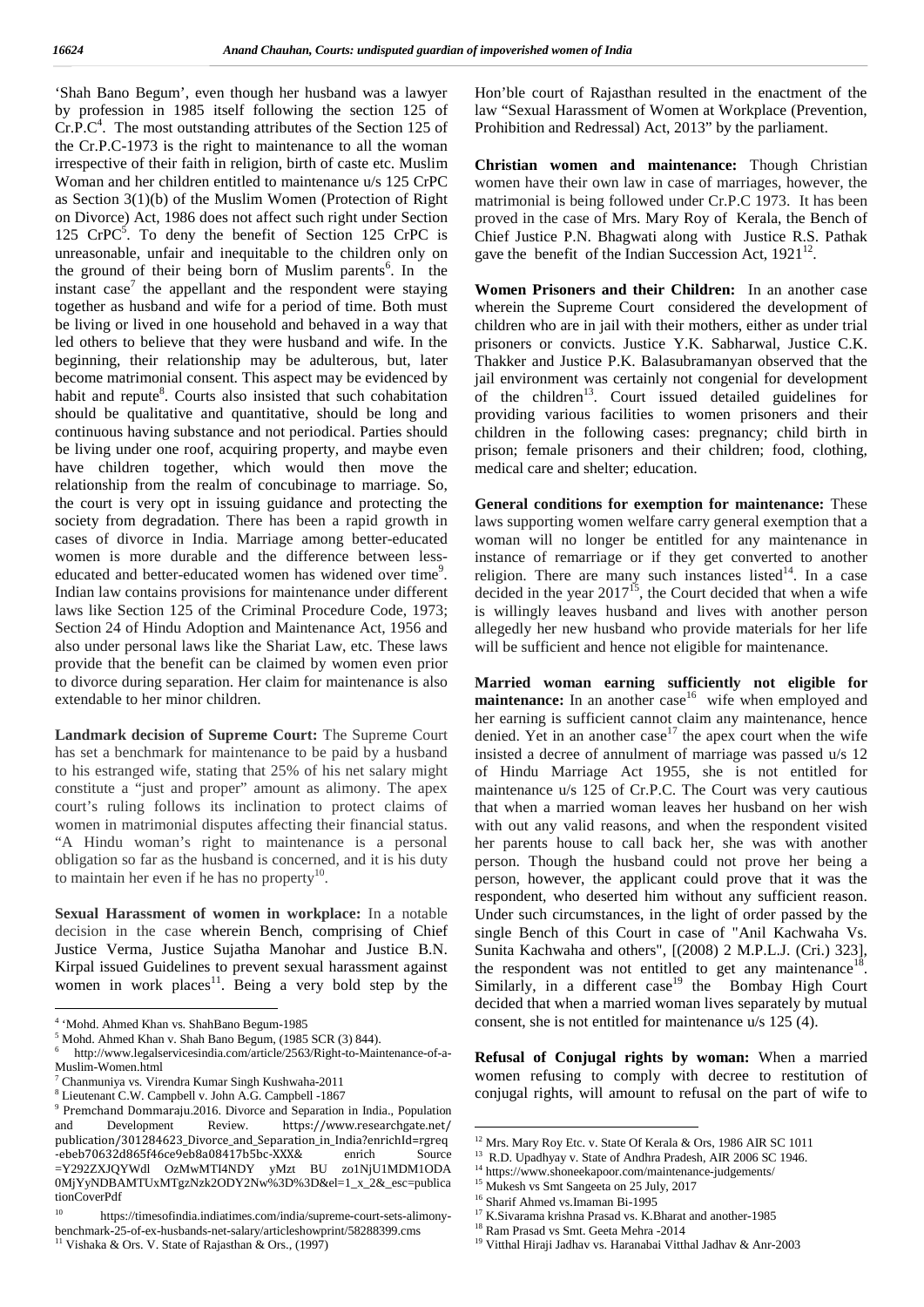'Shah Bano Begum', even though her husband was a lawyer by profession in 1985 itself following the section 125 of Cr.P.C[4]. The most outstanding attributes of the Section 125 of the Cr.P.C-1973 is the right to maintenance to all the woman irrespective of their faith in religion, birth of caste etc. Muslim Woman and her children entitled to maintenance u/s 125 CrPC as Section 3(1)(b) of the Muslim Women (Protection of Right on Divorce) Act, 1986 does not affect such right under Section 125 CrPC[5]. To deny the benefit of Section 125 CrPC is unreasonable, unfair and inequitable to the children only on the ground of their being born of Muslim parents[6]. In the instant case[7] the appellant and the respondent were staying together as husband and wife for a period of time. Both must be living or lived in one household and behaved in a way that led others to believe that they were husband and wife. In the beginning, their relationship may be adulterous, but, later become matrimonial consent. This aspect may be evidenced by habit and repute[8]. Courts also insisted that such cohabitation should be qualitative and quantitative, should be long and continuous having substance and not periodical. Parties should be living under one roof, acquiring property, and maybe even have children together, which would then move the relationship from the realm of concubinage to marriage. So, the court is very opt in issuing guidance and protecting the society from degradation. There has been a rapid growth in cases of divorce in India. Marriage among better-educated women is more durable and the difference between less-educated and better-educated women has widened over time[9]. Indian law contains provisions for maintenance under different laws like Section 125 of the Criminal Procedure Code, 1973; Section 24 of Hindu Adoption and Maintenance Act, 1956 and also under personal laws like the Shariat Law, etc. These laws provide that the benefit can be claimed by women even prior to divorce during separation. Her claim for maintenance is also extendable to her minor children.

**Landmark decision of Supreme Court:** The Supreme Court has set a benchmark for maintenance to be paid by a husband to his estranged wife, stating that 25% of his net salary might constitute a "just and proper" amount as alimony. The apex court's ruling follows its inclination to protect claims of women in matrimonial disputes affecting their financial status. "A Hindu woman's right to maintenance is a personal obligation so far as the husband is concerned, and it is his duty to maintain her even if he has no property[10].

**Sexual Harassment of women in workplace:** In a notable decision in the case wherein Bench, comprising of Chief Justice Verma, Justice Sujatha Manohar and Justice B.N. Kirpal issued Guidelines to prevent sexual harassment against women in work places[11]. Being a very bold step by the Hon'ble court of Rajasthan resulted in the enactment of the law "Sexual Harassment of Women at Workplace (Prevention, Prohibition and Redressal) Act, 2013" by the parliament.

**Christian women and maintenance:** Though Christian women have their own law in case of marriages, however, the matrimonial is being followed under Cr.P.C 1973. It has been proved in the case of Mrs. Mary Roy of Kerala, the Bench of Chief Justice P.N. Bhagwati along with Justice R.S. Pathak gave the benefit of the Indian Succession Act, 1921[12].

**Women Prisoners and their Children:** In an another case wherein the Supreme Court considered the development of children who are in jail with their mothers, either as under trial prisoners or convicts. Justice Y.K. Sabharwal, Justice C.K. Thakker and Justice P.K. Balasubramanyan observed that the jail environment was certainly not congenial for development of the children[13]. Court issued detailed guidelines for providing various facilities to women prisoners and their children in the following cases: pregnancy; child birth in prison; female prisoners and their children; food, clothing, medical care and shelter; education.

**General conditions for exemption for maintenance:** These laws supporting women welfare carry general exemption that a woman will no longer be entitled for any maintenance in instance of remarriage or if they get converted to another religion. There are many such instances listed[14]. In a case decided in the year 2017[15], the Court decided that when a wife is willingly leaves husband and lives with another person allegedly her new husband who provide materials for her life will be sufficient and hence not eligible for maintenance.

**Married woman earning sufficiently not eligible for maintenance:** In an another case[16] wife when employed and her earning is sufficient cannot claim any maintenance, hence denied. Yet in an another case[17] the apex court when the wife insisted a decree of annulment of marriage was passed u/s 12 of Hindu Marriage Act 1955, she is not entitled for maintenance u/s 125 of Cr.P.C. The Court was very cautious that when a married woman leaves her husband on her wish with out any valid reasons, and when the respondent visited her parents house to call back her, she was with another person. Though the husband could not prove her being a person, however, the applicant could prove that it was the respondent, who deserted him without any sufficient reason. Under such circumstances, in the light of order passed by the single Bench of this Court in case of "Anil Kachwaha Vs. Sunita Kachwaha and others", [(2008) 2 M.P.L.J. (Cri.) 323], the respondent was not entitled to get any maintenance[18]. Similarly, in a different case[19] the Bombay High Court decided that when a married woman lives separately by mutual consent, she is not entitled for maintenance u/s 125 (4).

**Refusal of Conjugal rights by woman:** When a married women refusing to comply with decree to restitution of conjugal rights, will amount to refusal on the part of wife to

---

[4] 'Mohd. Ahmed Khan vs. ShahBano Begum-1985

[5] Mohd. Ahmed Khan v. Shah Bano Begum, (1985 SCR (3) 844).

[6] http://www.legalservicesindia.com/article/2563/Right-to-Maintenance-of-a-Muslim-Women.html

[7] Chanmuniya vs. Virendra Kumar Singh Kushwaha-2011

[8] Lieutenant C.W. Campbell v. John A.G. Campbell -1867

[9] Premchand Dommaraju.2016. Divorce and Separation in India., Population and Development Review. https://www.researchgate.net/publication/301284623_Divorce_and_Separation_in_India?enrichId=rgreq-ebeb70632d865f46ce9eb8a08417b5bc-XXX& enrich Source =Y292ZXJQYWdl OzMwMTI4NDY yMzt BU zo1NjU1MDM1ODA 0MjYyNDBAMTUxMTgzNzk2ODY2Nw%3D%3D&el=1_x_2&_esc=publicationCoverPdf

[10] https://timesofindia.indiatimes.com/india/supreme-court-sets-alimony-benchmark-25-of-ex-husbands-net-salary/articleshowprint/58288399.cms

[11] Vishaka & Ors. V. State of Rajasthan & Ors., (1997)

[12] Mrs. Mary Roy Etc. v. State Of Kerala & Ors, 1986 AIR SC 1011

[13] R.D. Upadhyay v. State of Andhra Pradesh, AIR 2006 SC 1946.

[14] https://www.shoneekapoor.com/maintenance-judgements/

[15] Mukesh vs Smt Sangeeta on 25 July, 2017

[16] Sharif Ahmed vs.Imaman Bi-1995

[17] K.Sivarama krishna Prasad vs. K.Bharat and another-1985

[18] Ram Prasad vs Smt. Geeta Mehra -2014

[19] Vitthal Hiraji Jadhav vs. Haranabai Vitthal Jadhav & Anr-2003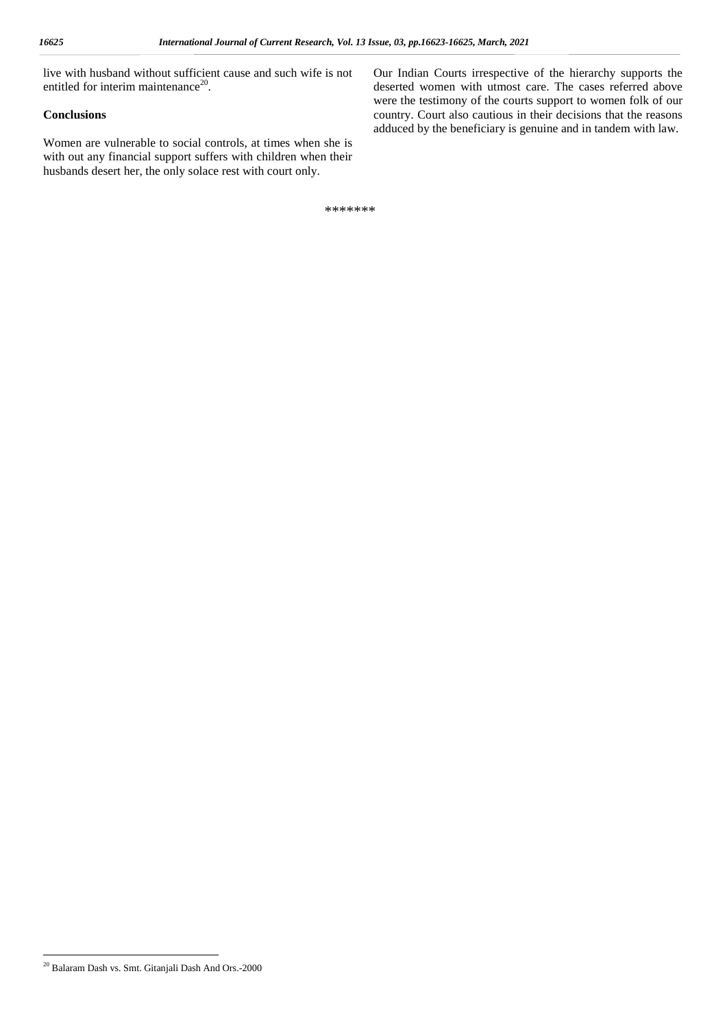live with husband without sufficient cause and such wife is not entitled for interim maintenance[20].

## Conclusions

Women are vulnerable to social controls, at times when she is with out any financial support suffers with children when their husbands desert her, the only solace rest with court only.

Our Indian Courts irrespective of the hierarchy supports the deserted women with utmost care. The cases referred above were the testimony of the courts support to women folk of our country. Court also cautious in their decisions that the reasons adduced by the beneficiary is genuine and in tandem with law.

*******

[20] Balaram Dash vs. Smt. Gitanjali Dash And Ors.-2000